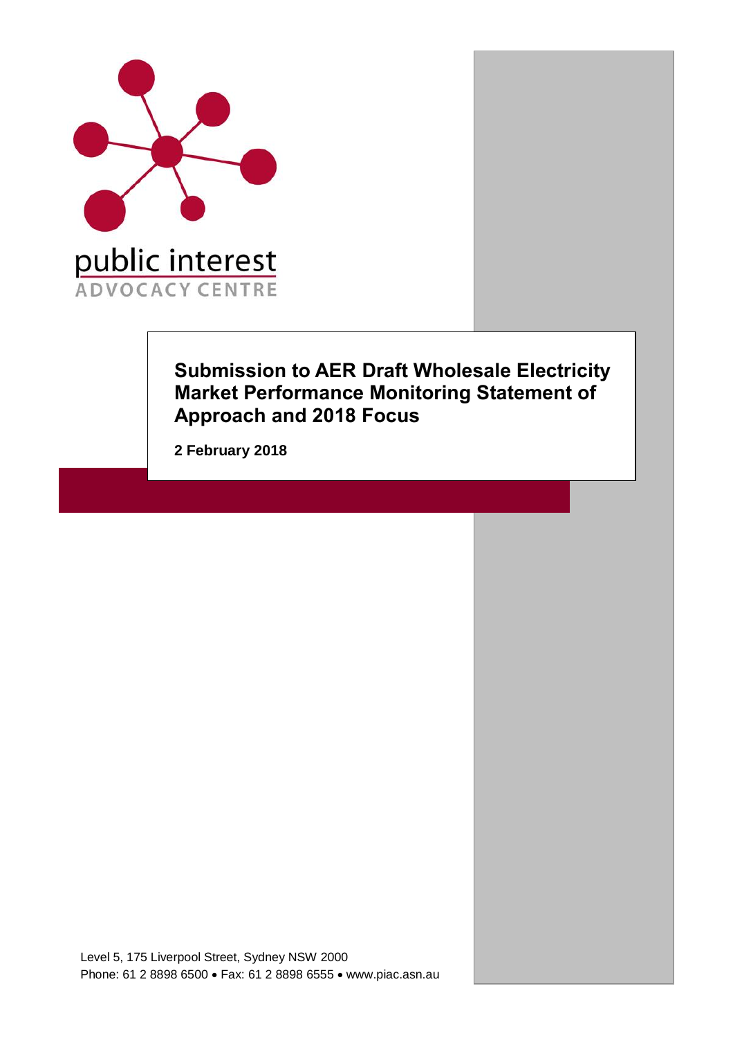public interest
ADVOCACY CENTRE

# Submission to AER Draft Wholesale Electricity Market Performance Monitoring Statement of Approach and 2018 Focus

**2 February 2018**

Level 5, 175 Liverpool Street, Sydney NSW 2000
Phone: 61 2 8898 6500 • Fax: 61 2 8898 6555 • www.piac.asn.au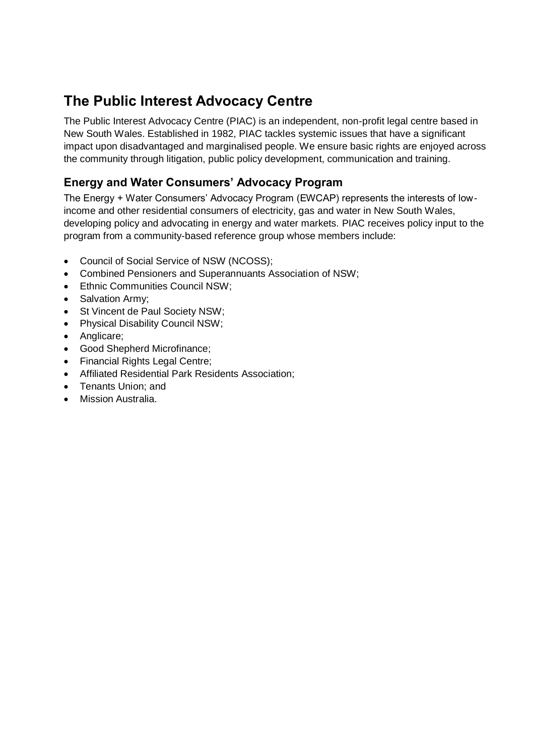# The Public Interest Advocacy Centre

The Public Interest Advocacy Centre (PIAC) is an independent, non-profit legal centre based in New South Wales. Established in 1982, PIAC tackles systemic issues that have a significant impact upon disadvantaged and marginalised people. We ensure basic rights are enjoyed across the community through litigation, public policy development, communication and training.

## Energy and Water Consumers' Advocacy Program

The Energy + Water Consumers' Advocacy Program (EWCAP) represents the interests of low-income and other residential consumers of electricity, gas and water in New South Wales, developing policy and advocating in energy and water markets. PIAC receives policy input to the program from a community-based reference group whose members include:

- Council of Social Service of NSW (NCOSS);
- Combined Pensioners and Superannuants Association of NSW;
- Ethnic Communities Council NSW;
- Salvation Army;
- St Vincent de Paul Society NSW;
- Physical Disability Council NSW;
- Anglicare;
- Good Shepherd Microfinance;
- Financial Rights Legal Centre;
- Affiliated Residential Park Residents Association;
- Tenants Union; and
- Mission Australia.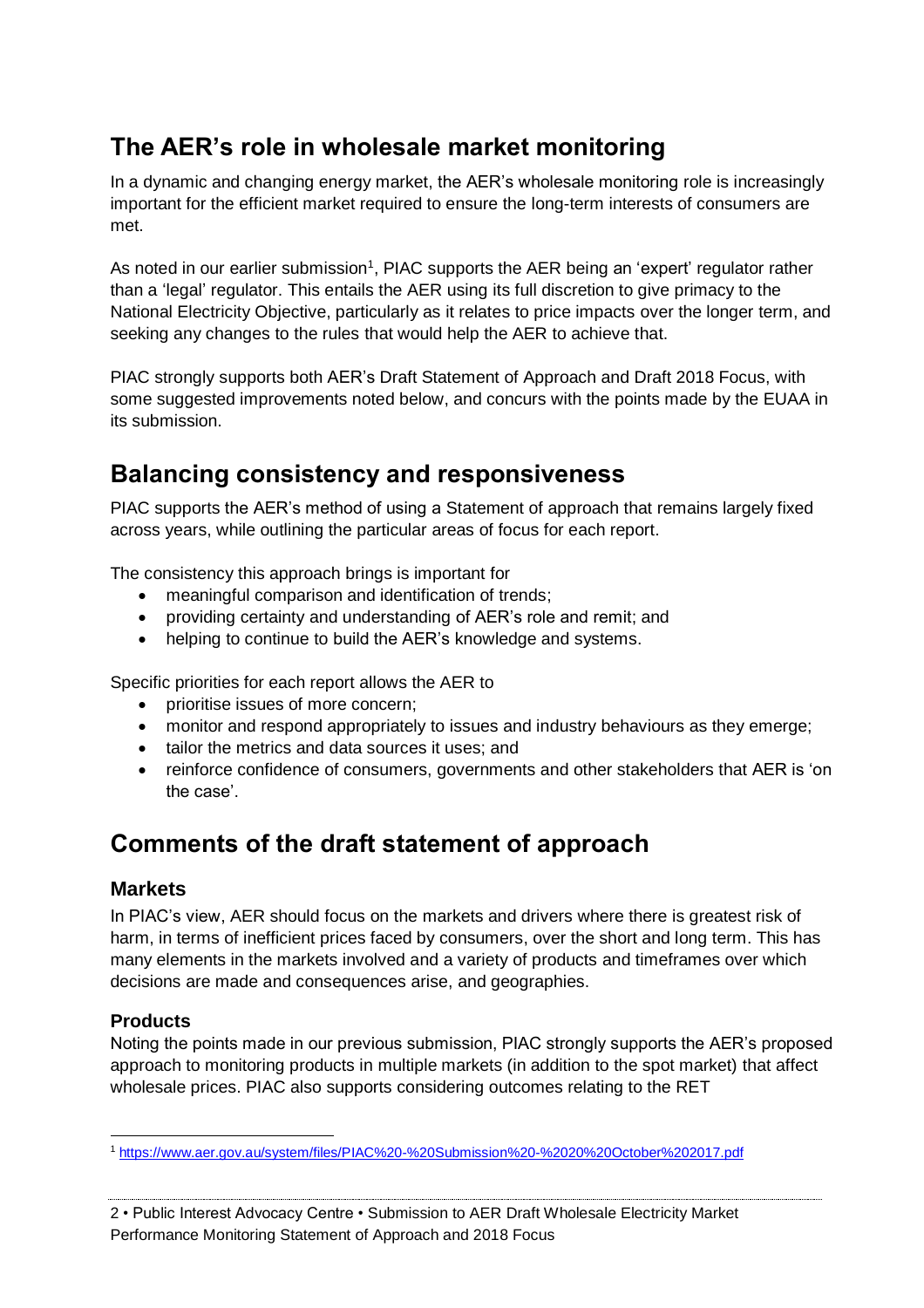## The AER's role in wholesale market monitoring

In a dynamic and changing energy market, the AER's wholesale monitoring role is increasingly important for the efficient market required to ensure the long-term interests of consumers are met.

As noted in our earlier submission[1], PIAC supports the AER being an 'expert' regulator rather than a 'legal' regulator. This entails the AER using its full discretion to give primacy to the National Electricity Objective, particularly as it relates to price impacts over the longer term, and seeking any changes to the rules that would help the AER to achieve that.

PIAC strongly supports both AER's Draft Statement of Approach and Draft 2018 Focus, with some suggested improvements noted below, and concurs with the points made by the EUAA in its submission.

## Balancing consistency and responsiveness

PIAC supports the AER's method of using a Statement of approach that remains largely fixed across years, while outlining the particular areas of focus for each report.

The consistency this approach brings is important for

- meaningful comparison and identification of trends;
- providing certainty and understanding of AER's role and remit; and
- helping to continue to build the AER's knowledge and systems.

Specific priorities for each report allows the AER to

- prioritise issues of more concern;
- monitor and respond appropriately to issues and industry behaviours as they emerge;
- tailor the metrics and data sources it uses; and
- reinforce confidence of consumers, governments and other stakeholders that AER is 'on the case'.

## Comments of the draft statement of approach

### Markets

In PIAC's view, AER should focus on the markets and drivers where there is greatest risk of harm, in terms of inefficient prices faced by consumers, over the short and long term. This has many elements in the markets involved and a variety of products and timeframes over which decisions are made and consequences arise, and geographies.

### Products

Noting the points made in our previous submission, PIAC strongly supports the AER's proposed approach to monitoring products in multiple markets (in addition to the spot market) that affect wholesale prices. PIAC also supports considering outcomes relating to the RET

[1] https://www.aer.gov.au/system/files/PIAC%20-%20Submission%20-%2020%20October%202017.pdf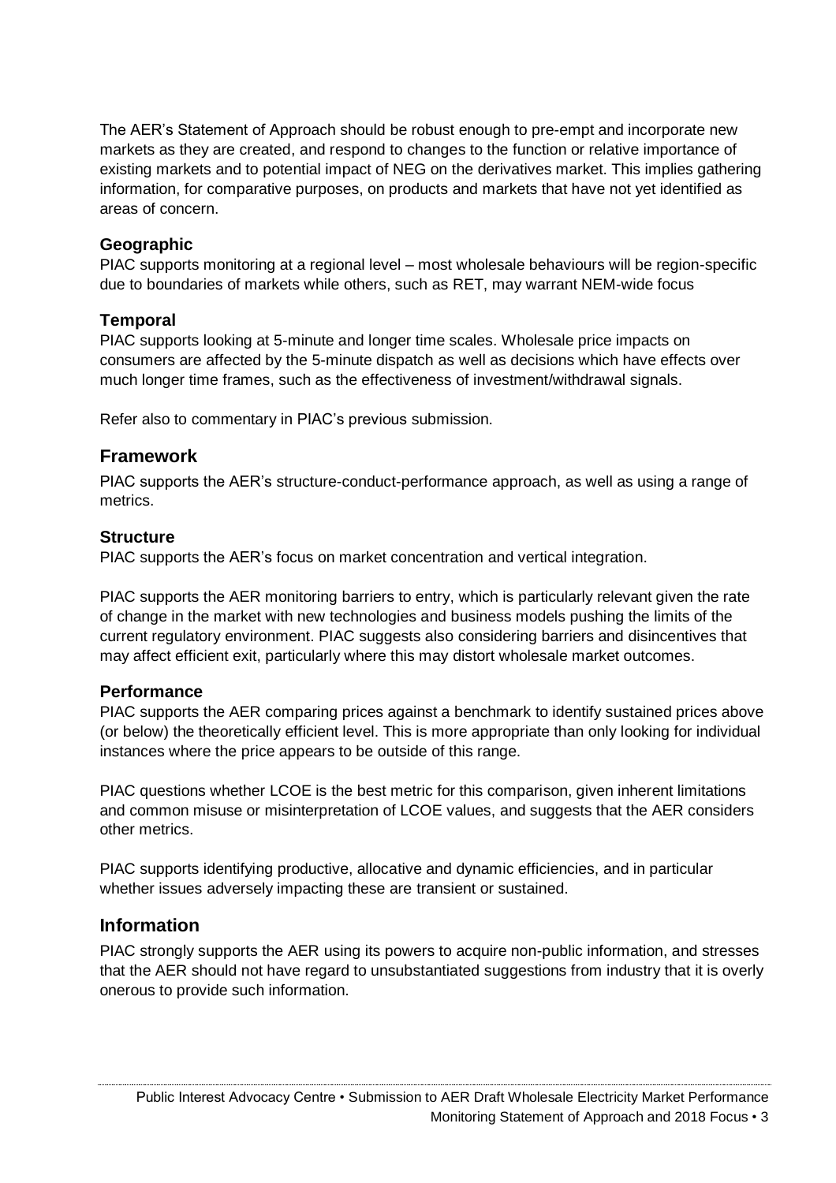The AER's Statement of Approach should be robust enough to pre-empt and incorporate new markets as they are created, and respond to changes to the function or relative importance of existing markets and to potential impact of NEG on the derivatives market. This implies gathering information, for comparative purposes, on products and markets that have not yet identified as areas of concern.

### Geographic

PIAC supports monitoring at a regional level – most wholesale behaviours will be region-specific due to boundaries of markets while others, such as RET, may warrant NEM-wide focus

### Temporal

PIAC supports looking at 5-minute and longer time scales. Wholesale price impacts on consumers are affected by the 5-minute dispatch as well as decisions which have effects over much longer time frames, such as the effectiveness of investment/withdrawal signals.

Refer also to commentary in PIAC's previous submission.

## Framework

PIAC supports the AER's structure-conduct-performance approach, as well as using a range of metrics.

### Structure

PIAC supports the AER's focus on market concentration and vertical integration.

PIAC supports the AER monitoring barriers to entry, which is particularly relevant given the rate of change in the market with new technologies and business models pushing the limits of the current regulatory environment. PIAC suggests also considering barriers and disincentives that may affect efficient exit, particularly where this may distort wholesale market outcomes.

### Performance

PIAC supports the AER comparing prices against a benchmark to identify sustained prices above (or below) the theoretically efficient level. This is more appropriate than only looking for individual instances where the price appears to be outside of this range.

PIAC questions whether LCOE is the best metric for this comparison, given inherent limitations and common misuse or misinterpretation of LCOE values, and suggests that the AER considers other metrics.

PIAC supports identifying productive, allocative and dynamic efficiencies, and in particular whether issues adversely impacting these are transient or sustained.

## Information

PIAC strongly supports the AER using its powers to acquire non-public information, and stresses that the AER should not have regard to unsubstantiated suggestions from industry that it is overly onerous to provide such information.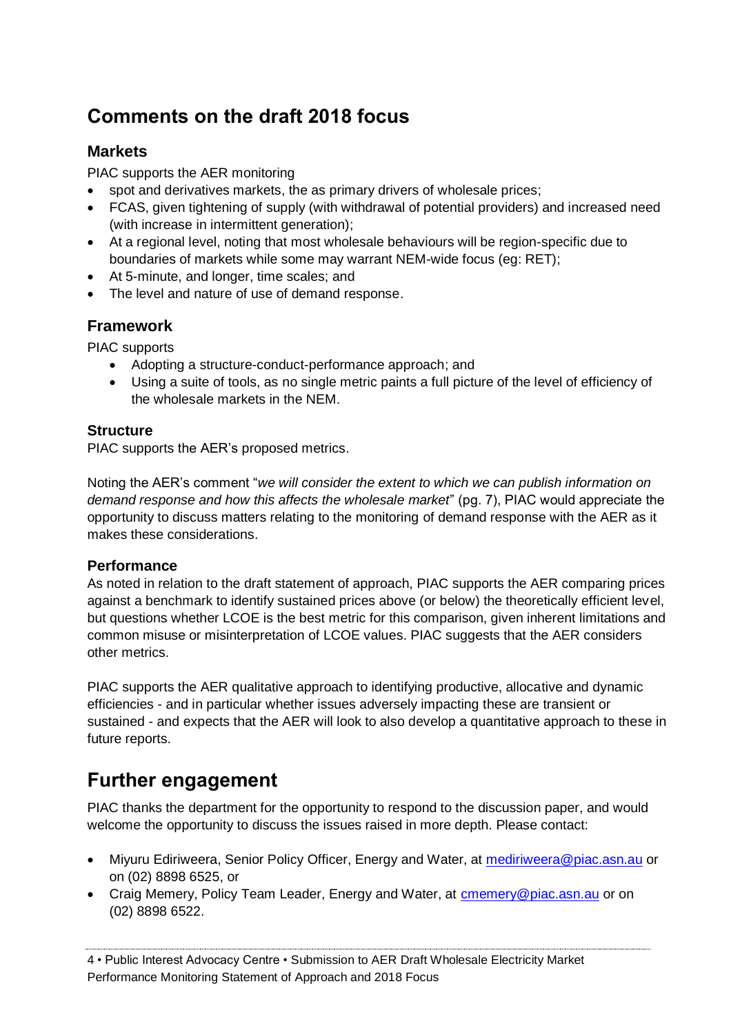## Comments on the draft 2018 focus

### Markets

PIAC supports the AER monitoring

- spot and derivatives markets, the as primary drivers of wholesale prices;
- FCAS, given tightening of supply (with withdrawal of potential providers) and increased need (with increase in intermittent generation);
- At a regional level, noting that most wholesale behaviours will be region-specific due to boundaries of markets while some may warrant NEM-wide focus (eg: RET);
- At 5-minute, and longer, time scales; and
- The level and nature of use of demand response.

### Framework

PIAC supports

- Adopting a structure-conduct-performance approach; and
- Using a suite of tools, as no single metric paints a full picture of the level of efficiency of the wholesale markets in the NEM.

#### Structure

PIAC supports the AER's proposed metrics.

Noting the AER's comment "*we will consider the extent to which we can publish information on demand response and how this affects the wholesale market*" (pg. 7), PIAC would appreciate the opportunity to discuss matters relating to the monitoring of demand response with the AER as it makes these considerations.

#### Performance

As noted in relation to the draft statement of approach, PIAC supports the AER comparing prices against a benchmark to identify sustained prices above (or below) the theoretically efficient level, but questions whether LCOE is the best metric for this comparison, given inherent limitations and common misuse or misinterpretation of LCOE values. PIAC suggests that the AER considers other metrics.

PIAC supports the AER qualitative approach to identifying productive, allocative and dynamic efficiencies - and in particular whether issues adversely impacting these are transient or sustained - and expects that the AER will look to also develop a quantitative approach to these in future reports.

## Further engagement

PIAC thanks the department for the opportunity to respond to the discussion paper, and would welcome the opportunity to discuss the issues raised in more depth. Please contact:

- Miyuru Ediriweera, Senior Policy Officer, Energy and Water, at [mediriweera@piac.asn.au](mailto:mediriweera@piac.asn.au) or on (02) 8898 6525, or
- Craig Memery, Policy Team Leader, Energy and Water, at [cmemery@piac.asn.au](mailto:cmemery@piac.asn.au) or on (02) 8898 6522.